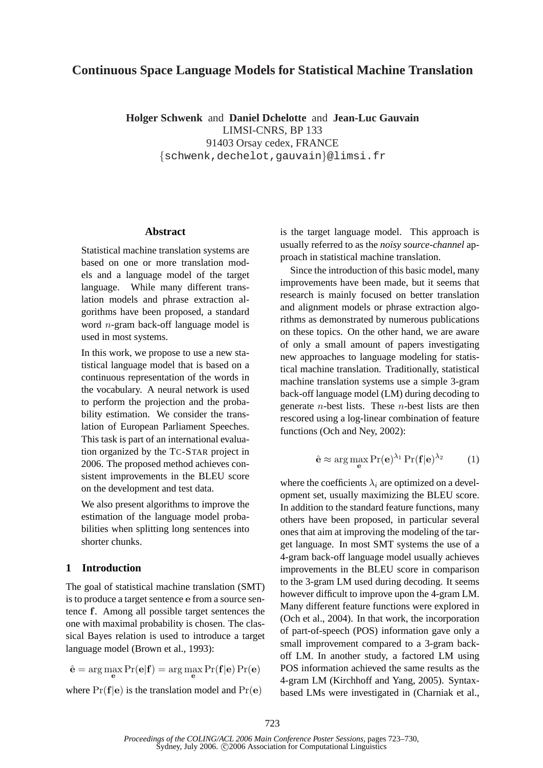# Continuous Space Language Models for Statistical Machine Translation

**Holger Schwenk** and **Daniel Dchelotte** and **Jean-Luc Gauvain**
LIMSI-CNRS, BP 133
91403 Orsay cedex, FRANCE
{schwenk,dechelot,gauvain}@limsi.fr

## Abstract

Statistical machine translation systems are based on one or more translation models and a language model of the target language. While many different translation models and phrase extraction algorithms have been proposed, a standard word $n$-gram back-off language model is used in most systems.

In this work, we propose to use a new statistical language model that is based on a continuous representation of the words in the vocabulary. A neural network is used to perform the projection and the probability estimation. We consider the translation of European Parliament Speeches. This task is part of an international evaluation organized by the TC-STAR project in 2006. The proposed method achieves consistent improvements in the BLEU score on the development and test data.

We also present algorithms to improve the estimation of the language model probabilities when splitting long sentences into shorter chunks.

## 1 Introduction

The goal of statistical machine translation (SMT) is to produce a target sentence $\mathbf{e}$ from a source sentence $\mathbf{f}$. Among all possible target sentences the one with maximal probability is chosen. The classical Bayes relation is used to introduce a target language model (Brown et al., 1993):

$$\hat{\mathbf{e}} = \arg\max_{\mathbf{e}} \Pr(\mathbf{e}|\mathbf{f}) = \arg\max_{\mathbf{e}} \Pr(\mathbf{f}|\mathbf{e}) \Pr(\mathbf{e})$$

where $\Pr(\mathbf{f}|\mathbf{e})$ is the translation model and $\Pr(\mathbf{e})$ is the target language model. This approach is usually referred to as the *noisy source-channel* approach in statistical machine translation.

Since the introduction of this basic model, many improvements have been made, but it seems that research is mainly focused on better translation and alignment models or phrase extraction algorithms as demonstrated by numerous publications on these topics. On the other hand, we are aware of only a small amount of papers investigating new approaches to language modeling for statistical machine translation. Traditionally, statistical machine translation systems use a simple 3-gram back-off language model (LM) during decoding to generate $n$-best lists. These $n$-best lists are then rescored using a log-linear combination of feature functions (Och and Ney, 2002):

$$\hat{\mathbf{e}} \approx \arg\max_{\mathbf{e}} \Pr(\mathbf{e})^{\lambda_1} \Pr(\mathbf{f}|\mathbf{e})^{\lambda_2} \quad (1)$$

where the coefficients $\lambda_i$ are optimized on a development set, usually maximizing the BLEU score. In addition to the standard feature functions, many others have been proposed, in particular several ones that aim at improving the modeling of the target language. In most SMT systems the use of a 4-gram back-off language model usually achieves improvements in the BLEU score in comparison to the 3-gram LM used during decoding. It seems however difficult to improve upon the 4-gram LM. Many different feature functions were explored in (Och et al., 2004). In that work, the incorporation of part-of-speech (POS) information gave only a small improvement compared to a 3-gram back-off LM. In another study, a factored LM using POS information achieved the same results as the 4-gram LM (Kirchhoff and Yang, 2005). Syntax-based LMs were investigated in (Charniak et al.,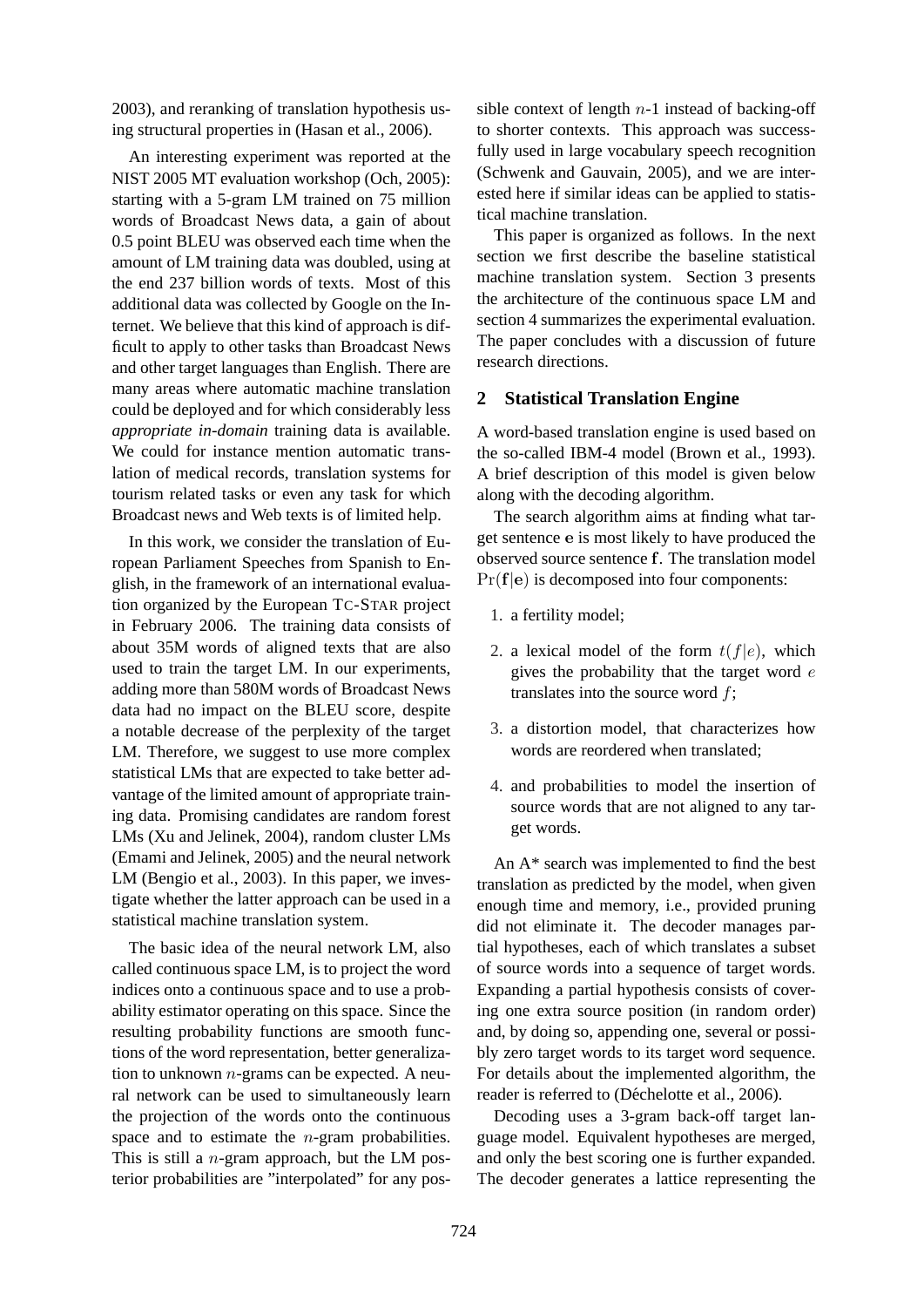2003), and reranking of translation hypothesis using structural properties in (Hasan et al., 2006).

An interesting experiment was reported at the NIST 2005 MT evaluation workshop (Och, 2005): starting with a 5-gram LM trained on 75 million words of Broadcast News data, a gain of about 0.5 point BLEU was observed each time when the amount of LM training data was doubled, using at the end 237 billion words of texts. Most of this additional data was collected by Google on the Internet. We believe that this kind of approach is difficult to apply to other tasks than Broadcast News and other target languages than English. There are many areas where automatic machine translation could be deployed and for which considerably less *appropriate in-domain* training data is available. We could for instance mention automatic translation of medical records, translation systems for tourism related tasks or even any task for which Broadcast news and Web texts is of limited help.

In this work, we consider the translation of European Parliament Speeches from Spanish to English, in the framework of an international evaluation organized by the European TC-STAR project in February 2006. The training data consists of about 35M words of aligned texts that are also used to train the target LM. In our experiments, adding more than 580M words of Broadcast News data had no impact on the BLEU score, despite a notable decrease of the perplexity of the target LM. Therefore, we suggest to use more complex statistical LMs that are expected to take better advantage of the limited amount of appropriate training data. Promising candidates are random forest LMs (Xu and Jelinek, 2004), random cluster LMs (Emami and Jelinek, 2005) and the neural network LM (Bengio et al., 2003). In this paper, we investigate whether the latter approach can be used in a statistical machine translation system.

The basic idea of the neural network LM, also called continuous space LM, is to project the word indices onto a continuous space and to use a probability estimator operating on this space. Since the resulting probability functions are smooth functions of the word representation, better generalization to unknown $n$-grams can be expected. A neural network can be used to simultaneously learn the projection of the words onto the continuous space and to estimate the $n$-gram probabilities. This is still a $n$-gram approach, but the LM posterior probabilities are "interpolated" for any possible context of length $n$-1 instead of backing-off to shorter contexts. This approach was successfully used in large vocabulary speech recognition (Schwenk and Gauvain, 2005), and we are interested here if similar ideas can be applied to statistical machine translation.

This paper is organized as follows. In the next section we first describe the baseline statistical machine translation system. Section 3 presents the architecture of the continuous space LM and section 4 summarizes the experimental evaluation. The paper concludes with a discussion of future research directions.

## 2 Statistical Translation Engine

A word-based translation engine is used based on the so-called IBM-4 model (Brown et al., 1993). A brief description of this model is given below along with the decoding algorithm.

The search algorithm aims at finding what target sentence $\mathbf{e}$ is most likely to have produced the observed source sentence $\mathbf{f}$. The translation model $\Pr(\mathbf{f}|\mathbf{e})$ is decomposed into four components:

1. a fertility model;
2. a lexical model of the form $t(f|e)$, which gives the probability that the target word $e$ translates into the source word $f$;
3. a distortion model, that characterizes how words are reordered when translated;
4. and probabilities to model the insertion of source words that are not aligned to any target words.

An A* search was implemented to find the best translation as predicted by the model, when given enough time and memory, i.e., provided pruning did not eliminate it. The decoder manages partial hypotheses, each of which translates a subset of source words into a sequence of target words. Expanding a partial hypothesis consists of covering one extra source position (in random order) and, by doing so, appending one, several or possibly zero target words to its target word sequence. For details about the implemented algorithm, the reader is referred to (Déchelotte et al., 2006).

Decoding uses a 3-gram back-off target language model. Equivalent hypotheses are merged, and only the best scoring one is further expanded. The decoder generates a lattice representing the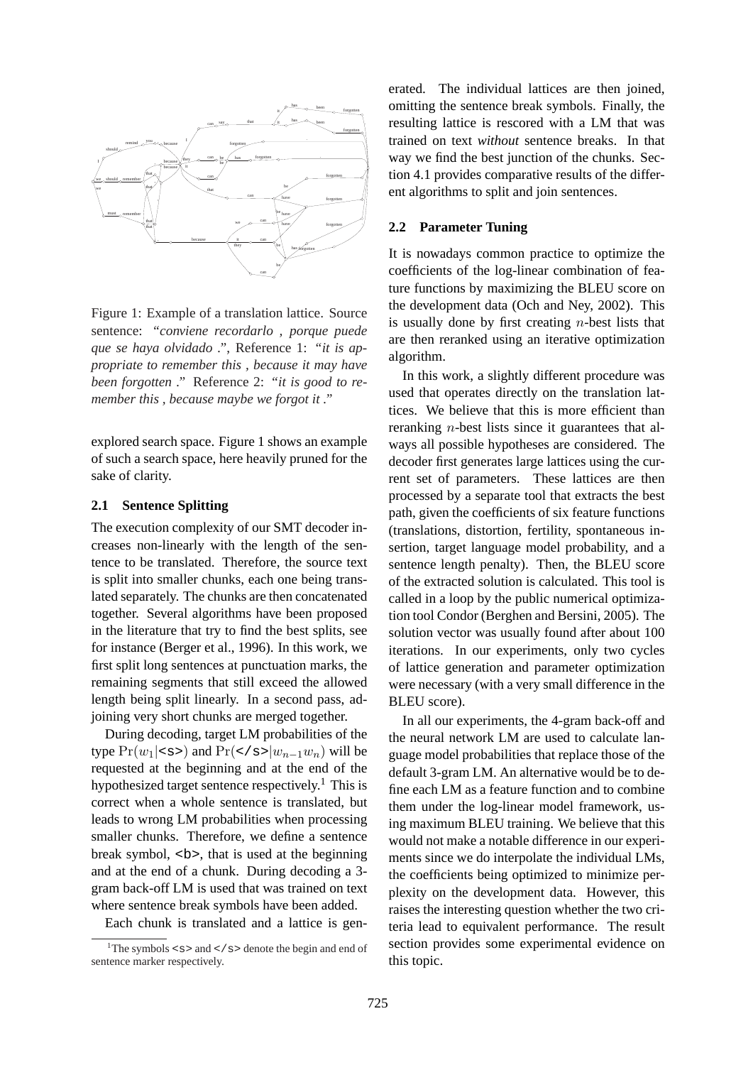Figure 1: Example of a translation lattice. Source sentence: "*conviene recordarlo , porque puede que se haya olvidado .*", Reference 1: "*it is appropriate to remember this , because it may have been forgotten .*" Reference 2: "*it is good to remember this , because maybe we forgot it .*"

explored search space. Figure 1 shows an example of such a search space, here heavily pruned for the sake of clarity.

### 2.1 Sentence Splitting

The execution complexity of our SMT decoder increases non-linearly with the length of the sentence to be translated. Therefore, the source text is split into smaller chunks, each one being translated separately. The chunks are then concatenated together. Several algorithms have been proposed in the literature that try to find the best splits, see for instance (Berger et al., 1996). In this work, we first split long sentences at punctuation marks, the remaining segments that still exceed the allowed length being split linearly. In a second pass, adjoining very short chunks are merged together.

During decoding, target LM probabilities of the type $\Pr(w_1|\texttt{<s>})$ and $\Pr(\texttt{</s>}|w_{n-1}w_n)$ will be requested at the beginning and at the end of the hypothesized target sentence respectively.[1] This is correct when a whole sentence is translated, but leads to wrong LM probabilities when processing smaller chunks. Therefore, we define a sentence break symbol, `<b>`, that is used at the beginning and at the end of a chunk. During decoding a 3-gram back-off LM is used that was trained on text where sentence break symbols have been added.

Each chunk is translated and a lattice is generated. The individual lattices are then joined, omitting the sentence break symbols. Finally, the resulting lattice is rescored with a LM that was trained on text *without* sentence breaks. In that way we find the best junction of the chunks. Section 4.1 provides comparative results of the different algorithms to split and join sentences.

[1] The symbols `<s>` and `</s>` denote the begin and end of sentence marker respectively.

### 2.2 Parameter Tuning

It is nowadays common practice to optimize the coefficients of the log-linear combination of feature functions by maximizing the BLEU score on the development data (Och and Ney, 2002). This is usually done by first creating $n$-best lists that are then reranked using an iterative optimization algorithm.

In this work, a slightly different procedure was used that operates directly on the translation lattices. We believe that this is more efficient than reranking $n$-best lists since it guarantees that always all possible hypotheses are considered. The decoder first generates large lattices using the current set of parameters. These lattices are then processed by a separate tool that extracts the best path, given the coefficients of six feature functions (translations, distortion, fertility, spontaneous insertion, target language model probability, and a sentence length penalty). Then, the BLEU score of the extracted solution is calculated. This tool is called in a loop by the public numerical optimization tool Condor (Berghen and Bersini, 2005). The solution vector was usually found after about 100 iterations. In our experiments, only two cycles of lattice generation and parameter optimization were necessary (with a very small difference in the BLEU score).

In all our experiments, the 4-gram back-off and the neural network LM are used to calculate language model probabilities that replace those of the default 3-gram LM. An alternative would be to define each LM as a feature function and to combine them under the log-linear model framework, using maximum BLEU training. We believe that this would not make a notable difference in our experiments since we do interpolate the individual LMs, the coefficients being optimized to minimize perplexity on the development data. However, this raises the interesting question whether the two criteria lead to equivalent performance. The result section provides some experimental evidence on this topic.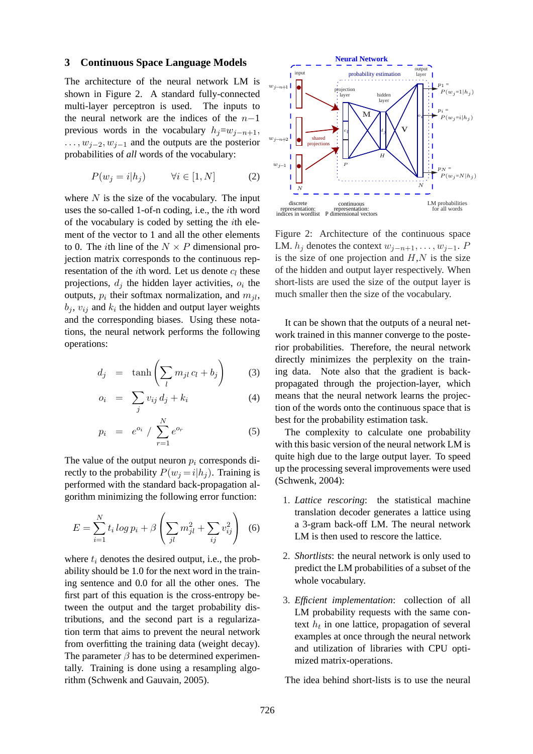## 3 Continuous Space Language Models

The architecture of the neural network LM is shown in Figure 2. A standard fully-connected multi-layer perceptron is used. The inputs to the neural network are the indices of the $n-1$ previous words in the vocabulary $h_j = w_{j-n+1}, \ldots, w_{j-2}, w_{j-1}$ and the outputs are the posterior probabilities of *all* words of the vocabulary:

$$P(w_j = i | h_j) \qquad \forall i \in [1, N] \tag{2}$$

where $N$ is the size of the vocabulary. The input uses the so-called 1-of-n coding, i.e., the $i$th word of the vocabulary is coded by setting the $i$th element of the vector to 1 and all the other elements to 0. The $i$th line of the $N \times P$ dimensional projection matrix corresponds to the continuous representation of the $i$th word. Let us denote $c_l$ these projections, $d_j$ the hidden layer activities, $o_i$ the outputs, $p_i$ their softmax normalization, and $m_{jl}$, $b_j$, $v_{ij}$ and $k_i$ the hidden and output layer weights and the corresponding biases. Using these notations, the neural network performs the following operations:

$$d_j = \tanh\left(\sum_l m_{jl}\, c_l + b_j\right) \tag{3}$$

$$o_i = \sum_j v_{ij}\, d_j + k_i \tag{4}$$

$$p_i = e^{o_i} \,/\, \sum_{r=1}^{N} e^{o_r} \tag{5}$$

The value of the output neuron $p_i$ corresponds directly to the probability $P(w_j = i | h_j)$. Training is performed with the standard back-propagation algorithm minimizing the following error function:

$$E = \sum_{i=1}^{N} t_i \log p_i + \beta \left( \sum_{jl} m_{jl}^2 + \sum_{ij} v_{ij}^2 \right) \tag{6}$$

where $t_i$ denotes the desired output, i.e., the probability should be 1.0 for the next word in the training sentence and 0.0 for all the other ones. The first part of this equation is the cross-entropy between the output and the target probability distributions, and the second part is a regularization term that aims to prevent the neural network from overfitting the training data (weight decay). The parameter $\beta$ has to be determined experimentally. Training is done using a resampling algorithm (Schwenk and Gauvain, 2005).

Figure 2: Architecture of the continuous space LM. $h_j$ denotes the context $w_{j-n+1}, \ldots, w_{j-1}$. $P$ is the size of one projection and $H$,$N$ is the size of the hidden and output layer respectively. When short-lists are used the size of the output layer is much smaller then the size of the vocabulary.

It can be shown that the outputs of a neural network trained in this manner converge to the posterior probabilities. Therefore, the neural network directly minimizes the perplexity on the training data. Note also that the gradient is back-propagated through the projection-layer, which means that the neural network learns the projection of the words onto the continuous space that is best for the probability estimation task.

The complexity to calculate one probability with this basic version of the neural network LM is quite high due to the large output layer. To speed up the processing several improvements were used (Schwenk, 2004):

1. *Lattice rescoring*: the statistical machine translation decoder generates a lattice using a 3-gram back-off LM. The neural network LM is then used to rescore the lattice.
2. *Shortlists*: the neural network is only used to predict the LM probabilities of a subset of the whole vocabulary.
3. *Efficient implementation*: collection of all LM probability requests with the same context $h_t$ in one lattice, propagation of several examples at once through the neural network and utilization of libraries with CPU optimized matrix-operations.

The idea behind short-lists is to use the neural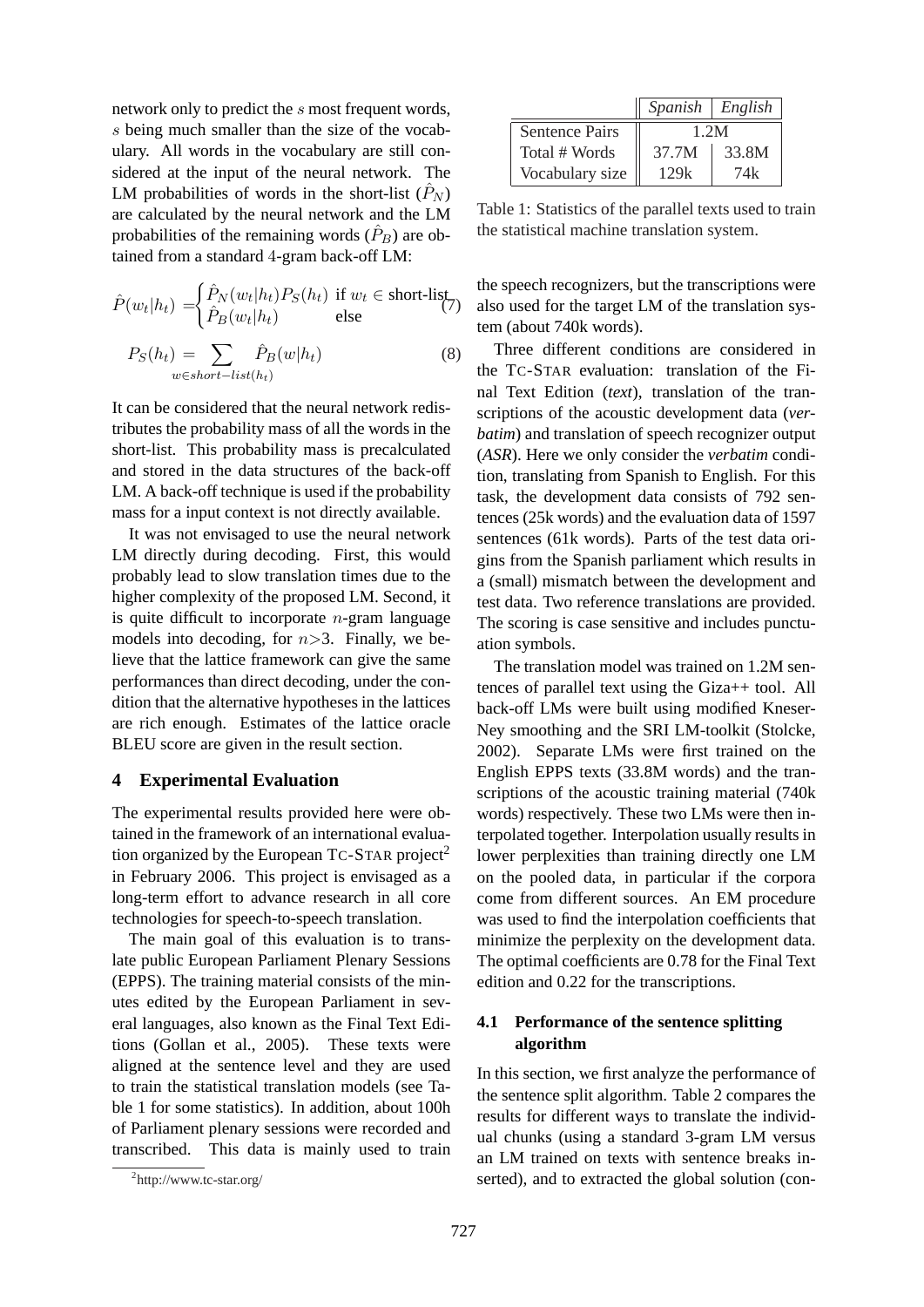network only to predict the $s$ most frequent words, $s$ being much smaller than the size of the vocabulary. All words in the vocabulary are still considered at the input of the neural network. The LM probabilities of words in the short-list ($\hat{P}_N$) are calculated by the neural network and the LM probabilities of the remaining words ($\hat{P}_B$) are obtained from a standard 4-gram back-off LM:

$$\hat{P}(w_t|h_t) = \begin{cases} \hat{P}_N(w_t|h_t)P_S(h_t) & \text{if } w_t \in \text{short-list} \\ \hat{P}_B(w_t|h_t) & \text{else} \end{cases} \tag{7}$$

$$P_S(h_t) = \sum_{w \in short-list(h_t)} \hat{P}_B(w|h_t) \tag{8}$$

It can be considered that the neural network redistributes the probability mass of all the words in the short-list. This probability mass is precalculated and stored in the data structures of the back-off LM. A back-off technique is used if the probability mass for a input context is not directly available.

It was not envisaged to use the neural network LM directly during decoding. First, this would probably lead to slow translation times due to the higher complexity of the proposed LM. Second, it is quite difficult to incorporate $n$-gram language models into decoding, for $n$>3. Finally, we believe that the lattice framework can give the same performances than direct decoding, under the condition that the alternative hypotheses in the lattices are rich enough. Estimates of the lattice oracle BLEU score are given in the result section.

## 4 Experimental Evaluation

The experimental results provided here were obtained in the framework of an international evaluation organized by the European TC-STAR project[2] in February 2006. This project is envisaged as a long-term effort to advance research in all core technologies for speech-to-speech translation.

The main goal of this evaluation is to translate public European Parliament Plenary Sessions (EPPS). The training material consists of the minutes edited by the European Parliament in several languages, also known as the Final Text Editions (Gollan et al., 2005). These texts were aligned at the sentence level and they are used to train the statistical translation models (see Table 1 for some statistics). In addition, about 100h of Parliament plenary sessions were recorded and transcribed. This data is mainly used to train the speech recognizers, but the transcriptions were also used for the target LM of the translation system (about 740k words).

[2] http://www.tc-star.org/

| | *Spanish* | *English* |
|---|---|---|
| Sentence Pairs | 1.2M | |
| Total # Words | 37.7M | 33.8M |
| Vocabulary size | 129k | 74k |

Table 1: Statistics of the parallel texts used to train the statistical machine translation system.

Three different conditions are considered in the TC-STAR evaluation: translation of the Final Text Edition (*text*), translation of the transcriptions of the acoustic development data (*verbatim*) and translation of speech recognizer output (*ASR*). Here we only consider the *verbatim* condition, translating from Spanish to English. For this task, the development data consists of 792 sentences (25k words) and the evaluation data of 1597 sentences (61k words). Parts of the test data origins from the Spanish parliament which results in a (small) mismatch between the development and test data. Two reference translations are provided. The scoring is case sensitive and includes punctuation symbols.

The translation model was trained on 1.2M sentences of parallel text using the Giza++ tool. All back-off LMs were built using modified Kneser-Ney smoothing and the SRI LM-toolkit (Stolcke, 2002). Separate LMs were first trained on the English EPPS texts (33.8M words) and the transcriptions of the acoustic training material (740k words) respectively. These two LMs were then interpolated together. Interpolation usually results in lower perplexities than training directly one LM on the pooled data, in particular if the corpora come from different sources. An EM procedure was used to find the interpolation coefficients that minimize the perplexity on the development data. The optimal coefficients are 0.78 for the Final Text edition and 0.22 for the transcriptions.

### 4.1 Performance of the sentence splitting algorithm

In this section, we first analyze the performance of the sentence split algorithm. Table 2 compares the results for different ways to translate the individual chunks (using a standard 3-gram LM versus an LM trained on texts with sentence breaks inserted), and to extracted the global solution (con-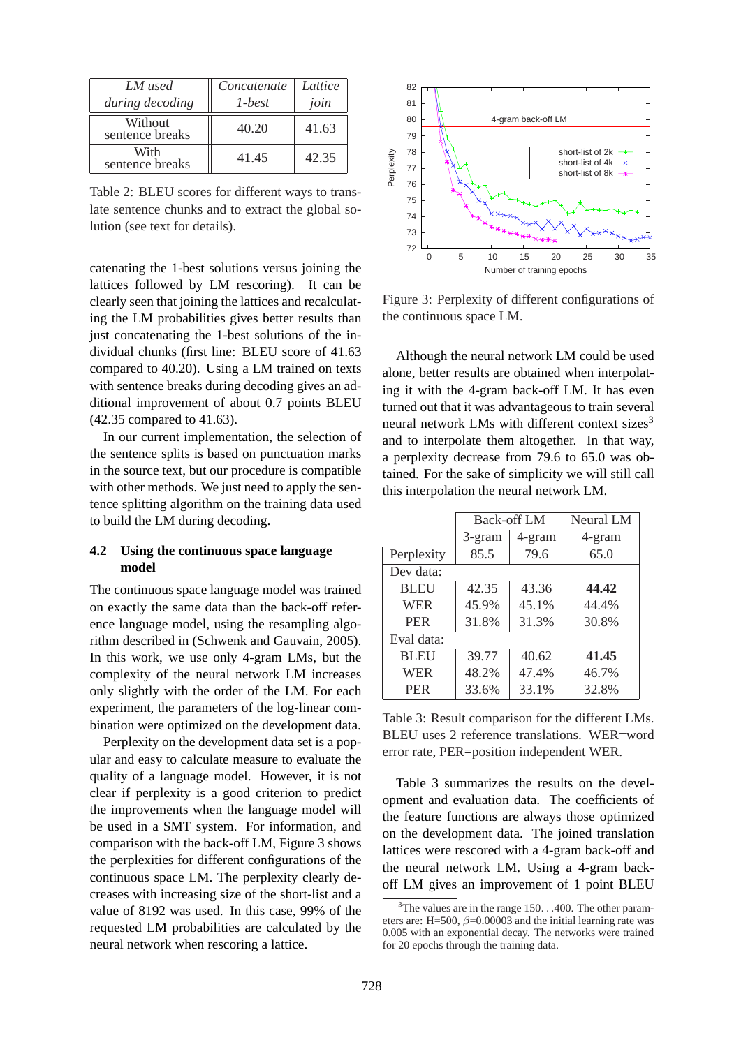| *LM used during decoding* | *Concatenate 1-best* | *Lattice join* |
|---|---|---|
| Without sentence breaks | 40.20 | 41.63 |
| With sentence breaks | 41.45 | 42.35 |

Table 2: BLEU scores for different ways to translate sentence chunks and to extract the global solution (see text for details).

catenating the 1-best solutions versus joining the lattices followed by LM rescoring). It can be clearly seen that joining the lattices and recalculating the LM probabilities gives better results than just concatenating the 1-best solutions of the individual chunks (first line: BLEU score of 41.63 compared to 40.20). Using a LM trained on texts with sentence breaks during decoding gives an additional improvement of about 0.7 points BLEU (42.35 compared to 41.63).

In our current implementation, the selection of the sentence splits is based on punctuation marks in the source text, but our procedure is compatible with other methods. We just need to apply the sentence splitting algorithm on the training data used to build the LM during decoding.

### 4.2 Using the continuous space language model

The continuous space language model was trained on exactly the same data than the back-off reference language model, using the resampling algorithm described in (Schwenk and Gauvain, 2005). In this work, we use only 4-gram LMs, but the complexity of the neural network LM increases only slightly with the order of the LM. For each experiment, the parameters of the log-linear combination were optimized on the development data.

Perplexity on the development data set is a popular and easy to calculate measure to evaluate the quality of a language model. However, it is not clear if perplexity is a good criterion to predict the improvements when the language model will be used in a SMT system. For information, and comparison with the back-off LM, Figure 3 shows the perplexities for different configurations of the continuous space LM. The perplexity clearly decreases with increasing size of the short-list and a value of 8192 was used. In this case, 99% of the requested LM probabilities are calculated by the neural network when rescoring a lattice.

Figure 3: Perplexity of different configurations of the continuous space LM.

Although the neural network LM could be used alone, better results are obtained when interpolating it with the 4-gram back-off LM. It has even turned out that it was advantageous to train several neural network LMs with different context sizes[3] and to interpolate them altogether. In that way, a perplexity decrease from 79.6 to 65.0 was obtained. For the sake of simplicity we will still call this interpolation the neural network LM.

| | Back-off LM | | Neural LM |
|---|---|---|---|
| | 3-gram | 4-gram | 4-gram |
| Perplexity | 85.5 | 79.6 | 65.0 |
| Dev data: | | | |
| BLEU | 42.35 | 43.36 | **44.42** |
| WER | 45.9% | 45.1% | 44.4% |
| PER | 31.8% | 31.3% | 30.8% |
| Eval data: | | | |
| BLEU | 39.77 | 40.62 | **41.45** |
| WER | 48.2% | 47.4% | 46.7% |
| PER | 33.6% | 33.1% | 32.8% |

Table 3: Result comparison for the different LMs. BLEU uses 2 reference translations. WER=word error rate, PER=position independent WER.

Table 3 summarizes the results on the development and evaluation data. The coefficients of the feature functions are always those optimized on the development data. The joined translation lattices were rescored with a 4-gram back-off and the neural network LM. Using a 4-gram back-off LM gives an improvement of 1 point BLEU

[3] The values are in the range 150. . .400. The other parameters are: H=500, $\beta$=0.00003 and the initial learning rate was 0.005 with an exponential decay. The networks were trained for 20 epochs through the training data.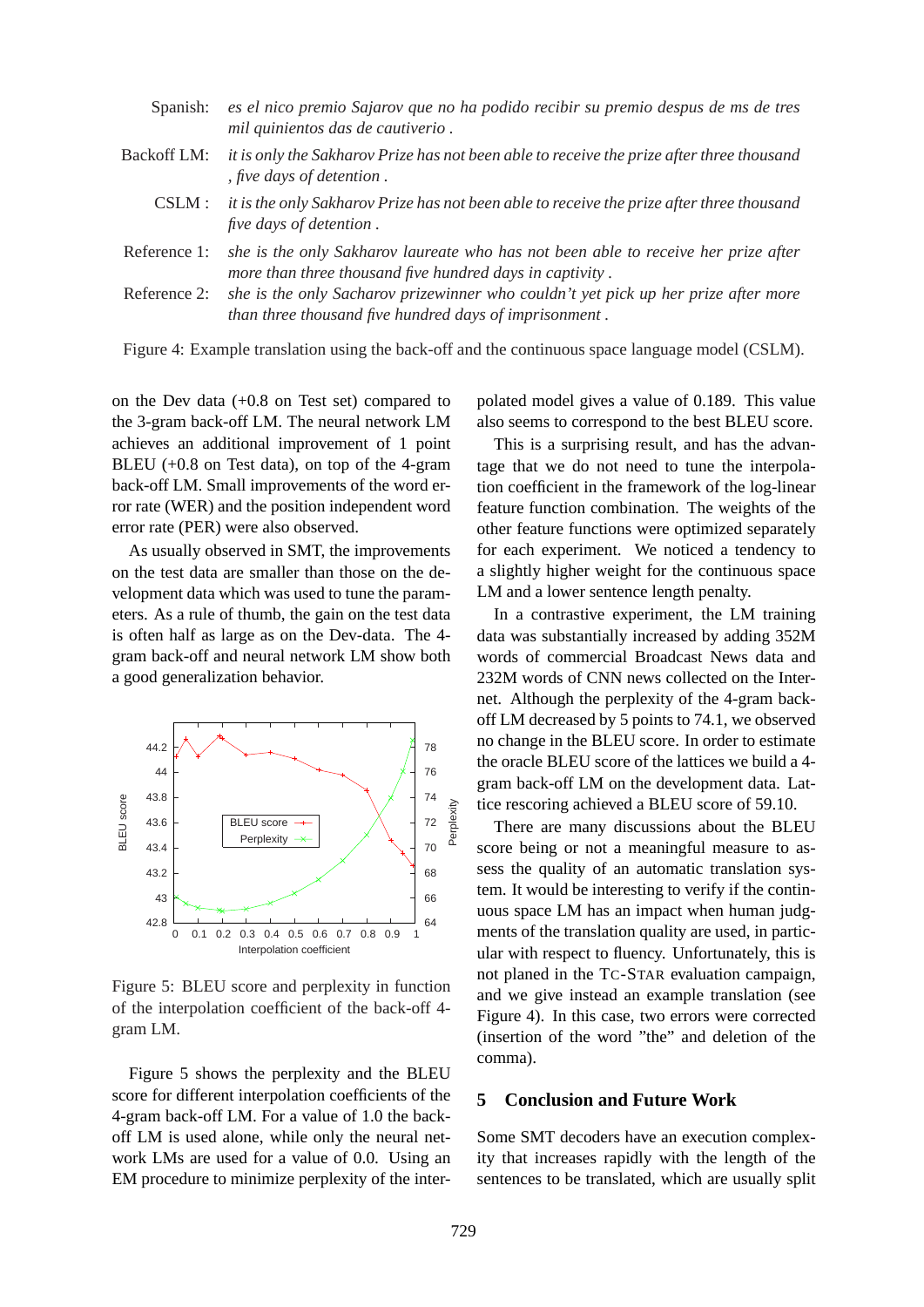| | |
|---|---|
| Spanish: | *es el nico premio Sajarov que no ha podido recibir su premio despus de ms de tres mil quinientos das de cautiverio .* |
| Backoff LM: | *it is only the Sakharov Prize has not been able to receive the prize after three thousand , five days of detention .* |
| CSLM : | *it is the only Sakharov Prize has not been able to receive the prize after three thousand five days of detention .* |
| Reference 1: | *she is the only Sakharov laureate who has not been able to receive her prize after more than three thousand five hundred days in captivity .* |
| Reference 2: | *she is the only Sacharov prizewinner who couldn't yet pick up her prize after more than three thousand five hundred days of imprisonment .* |

Figure 4: Example translation using the back-off and the continuous space language model (CSLM).

on the Dev data (+0.8 on Test set) compared to the 3-gram back-off LM. The neural network LM achieves an additional improvement of 1 point BLEU (+0.8 on Test data), on top of the 4-gram back-off LM. Small improvements of the word error rate (WER) and the position independent word error rate (PER) were also observed.

As usually observed in SMT, the improvements on the test data are smaller than those on the development data which was used to tune the parameters. As a rule of thumb, the gain on the test data is often half as large as on the Dev-data. The 4-gram back-off and neural network LM show both a good generalization behavior.

Figure 5: BLEU score and perplexity in function of the interpolation coefficient of the back-off 4-gram LM.

Figure 5 shows the perplexity and the BLEU score for different interpolation coefficients of the 4-gram back-off LM. For a value of 1.0 the back-off LM is used alone, while only the neural network LMs are used for a value of 0.0. Using an EM procedure to minimize perplexity of the interpolated model gives a value of 0.189. This value also seems to correspond to the best BLEU score.

This is a surprising result, and has the advantage that we do not need to tune the interpolation coefficient in the framework of the log-linear feature function combination. The weights of the other feature functions were optimized separately for each experiment. We noticed a tendency to a slightly higher weight for the continuous space LM and a lower sentence length penalty.

In a contrastive experiment, the LM training data was substantially increased by adding 352M words of commercial Broadcast News data and 232M words of CNN news collected on the Internet. Although the perplexity of the 4-gram back-off LM decreased by 5 points to 74.1, we observed no change in the BLEU score. In order to estimate the oracle BLEU score of the lattices we build a 4-gram back-off LM on the development data. Lattice rescoring achieved a BLEU score of 59.10.

There are many discussions about the BLEU score being or not a meaningful measure to assess the quality of an automatic translation system. It would be interesting to verify if the continuous space LM has an impact when human judgments of the translation quality are used, in particular with respect to fluency. Unfortunately, this is not planed in the TC-STAR evaluation campaign, and we give instead an example translation (see Figure 4). In this case, two errors were corrected (insertion of the word "the" and deletion of the comma).

## 5 Conclusion and Future Work

Some SMT decoders have an execution complexity that increases rapidly with the length of the sentences to be translated, which are usually split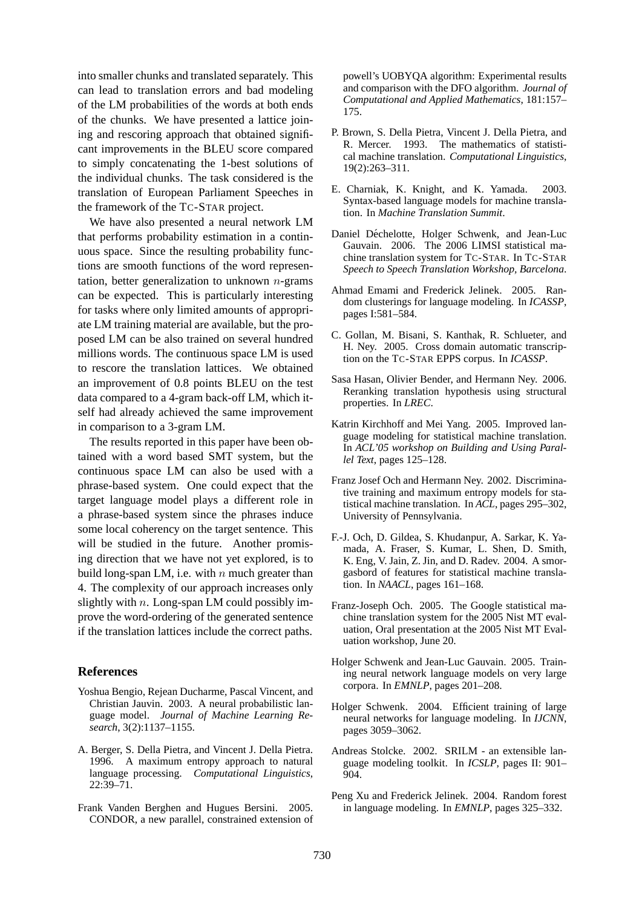into smaller chunks and translated separately. This can lead to translation errors and bad modeling of the LM probabilities of the words at both ends of the chunks. We have presented a lattice joining and rescoring approach that obtained significant improvements in the BLEU score compared to simply concatenating the 1-best solutions of the individual chunks. The task considered is the translation of European Parliament Speeches in the framework of the TC-STAR project.

We have also presented a neural network LM that performs probability estimation in a continuous space. Since the resulting probability functions are smooth functions of the word representation, better generalization to unknown $n$-grams can be expected. This is particularly interesting for tasks where only limited amounts of appropriate LM training material are available, but the proposed LM can be also trained on several hundred millions words. The continuous space LM is used to rescore the translation lattices. We obtained an improvement of 0.8 points BLEU on the test data compared to a 4-gram back-off LM, which itself had already achieved the same improvement in comparison to a 3-gram LM.

The results reported in this paper have been obtained with a word based SMT system, but the continuous space LM can also be used with a phrase-based system. One could expect that the target language model plays a different role in a phrase-based system since the phrases induce some local coherency on the target sentence. This will be studied in the future. Another promising direction that we have not yet explored, is to build long-span LM, i.e. with $n$ much greater than 4. The complexity of our approach increases only slightly with $n$. Long-span LM could possibly improve the word-ordering of the generated sentence if the translation lattices include the correct paths.

## References

Yoshua Bengio, Rejean Ducharme, Pascal Vincent, and Christian Jauvin. 2003. A neural probabilistic language model. *Journal of Machine Learning Research*, 3(2):1137–1155.

A. Berger, S. Della Pietra, and Vincent J. Della Pietra. 1996. A maximum entropy approach to natural language processing. *Computational Linguistics*, 22:39–71.

Frank Vanden Berghen and Hugues Bersini. 2005. CONDOR, a new parallel, constrained extension of powell's UOBYQA algorithm: Experimental results and comparison with the DFO algorithm. *Journal of Computational and Applied Mathematics*, 181:157–175.

P. Brown, S. Della Pietra, Vincent J. Della Pietra, and R. Mercer. 1993. The mathematics of statistical machine translation. *Computational Linguistics*, 19(2):263–311.

E. Charniak, K. Knight, and K. Yamada. 2003. Syntax-based language models for machine translation. In *Machine Translation Summit*.

Daniel Déchelotte, Holger Schwenk, and Jean-Luc Gauvain. 2006. The 2006 LIMSI statistical machine translation system for TC-STAR. In *TC-STAR Speech to Speech Translation Workshop, Barcelona*.

Ahmad Emami and Frederick Jelinek. 2005. Random clusterings for language modeling. In *ICASSP*, pages I:581–584.

C. Gollan, M. Bisani, S. Kanthak, R. Schlueter, and H. Ney. 2005. Cross domain automatic transcription on the TC-STAR EPPS corpus. In *ICASSP*.

Sasa Hasan, Olivier Bender, and Hermann Ney. 2006. Reranking translation hypothesis using structural properties. In *LREC*.

Katrin Kirchhoff and Mei Yang. 2005. Improved language modeling for statistical machine translation. In *ACL'05 workshop on Building and Using Parallel Text*, pages 125–128.

Franz Josef Och and Hermann Ney. 2002. Discriminative training and maximum entropy models for statistical machine translation. In *ACL*, pages 295–302, University of Pennsylvania.

F.-J. Och, D. Gildea, S. Khudanpur, A. Sarkar, K. Yamada, A. Fraser, S. Kumar, L. Shen, D. Smith, K. Eng, V. Jain, Z. Jin, and D. Radev. 2004. A smorgasbord of features for statistical machine translation. In *NAACL*, pages 161–168.

Franz-Joseph Och. 2005. The Google statistical machine translation system for the 2005 Nist MT evaluation, Oral presentation at the 2005 Nist MT Evaluation workshop, June 20.

Holger Schwenk and Jean-Luc Gauvain. 2005. Training neural network language models on very large corpora. In *EMNLP*, pages 201–208.

Holger Schwenk. 2004. Efficient training of large neural networks for language modeling. In *IJCNN*, pages 3059–3062.

Andreas Stolcke. 2002. SRILM - an extensible language modeling toolkit. In *ICSLP*, pages II: 901–904.

Peng Xu and Frederick Jelinek. 2004. Random forest in language modeling. In *EMNLP*, pages 325–332.